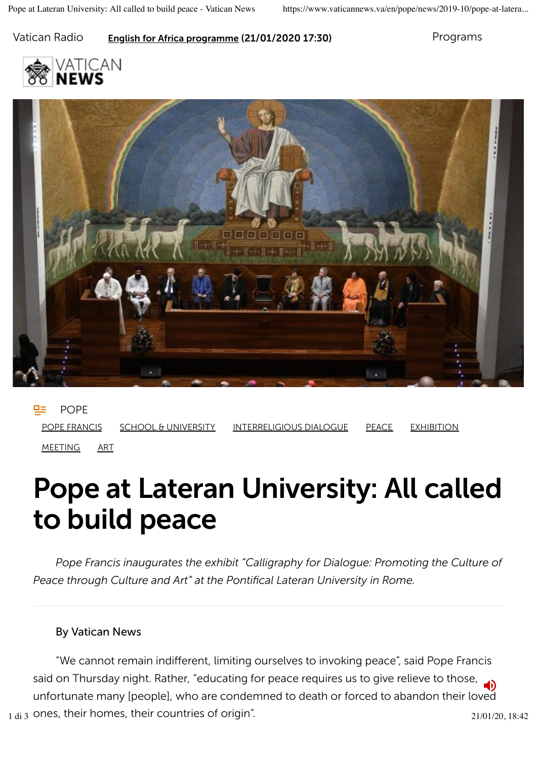Vatican Radio **English for Africa programme (21/01/2020 17:30)** Programs

VATICAN **NEWS**

POPE

POPE FRANCIS SCHOOL & UNIVERSITY INTERRELIGIOUS DIALOGUE PEACE EXHIBITION MEETING ART

# Pope at Lateran University: All called to build peace

*Pope Francis inaugurates the exhibit "Calligraphy for Dialogue: Promoting the Culture of Peace through Culture and Art" at the Pontifical Lateran University in Rome.*

By Vatican News

"We cannot remain indifferent, limiting ourselves to invoking peace", said Pope Francis said on Thursday night. Rather, "educating for peace requires us to give relieve to those, unfortunate many [people], who are condemned to death or forced to abandon their loved ones, their homes, their countries of origin".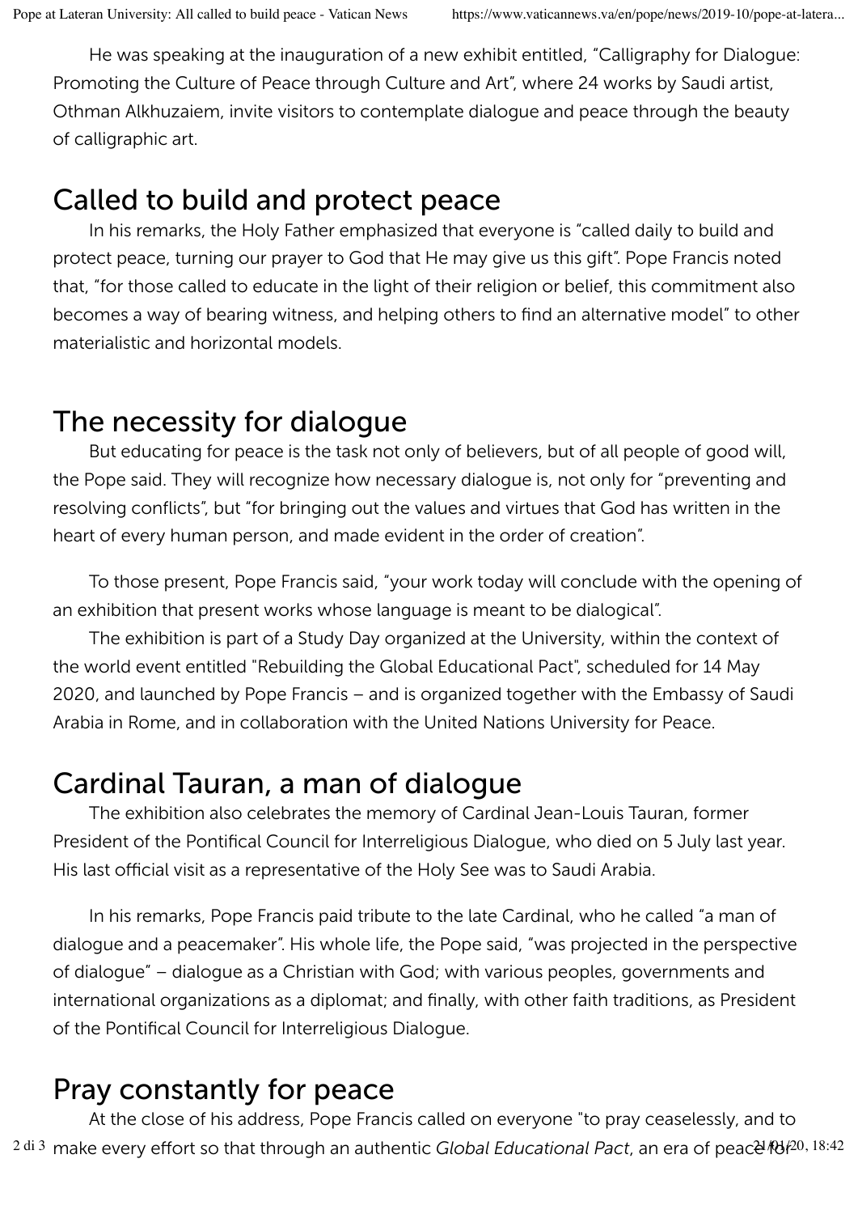He was speaking at the inauguration of a new exhibit entitled, “Calligraphy for Dialogue: Promoting the Culture of Peace through Culture and Art”, where 24 works by Saudi artist, Othman Alkhuzaiem, invite visitors to contemplate dialogue and peace through the beauty of calligraphic art.

## Called to build and protect peace

In his remarks, the Holy Father emphasized that everyone is “called daily to build and protect peace, turning our prayer to God that He may give us this gift”. Pope Francis noted that, “for those called to educate in the light of their religion or belief, this commitment also becomes a way of bearing witness, and helping others to find an alternative model” to other materialistic and horizontal models.

## The necessity for dialogue

But educating for peace is the task not only of believers, but of all people of good will, the Pope said. They will recognize how necessary dialogue is, not only for “preventing and resolving conflicts”, but “for bringing out the values and virtues that God has written in the heart of every human person, and made evident in the order of creation”.

To those present, Pope Francis said, “your work today will conclude with the opening of an exhibition that present works whose language is meant to be dialogical”.

The exhibition is part of a Study Day organized at the University, within the context of the world event entitled "Rebuilding the Global Educational Pact", scheduled for 14 May 2020, and launched by Pope Francis – and is organized together with the Embassy of Saudi Arabia in Rome, and in collaboration with the United Nations University for Peace.

## Cardinal Tauran, a man of dialogue

The exhibition also celebrates the memory of Cardinal Jean-Louis Tauran, former President of the Pontifical Council for Interreligious Dialogue, who died on 5 July last year. His last official visit as a representative of the Holy See was to Saudi Arabia.

In his remarks, Pope Francis paid tribute to the late Cardinal, who he called “a man of dialogue and a peacemaker”. His whole life, the Pope said, “was projected in the perspective of dialogue” – dialogue as a Christian with God; with various peoples, governments and international organizations as a diplomat; and finally, with other faith traditions, as President of the Pontifical Council for Interreligious Dialogue.

## Pray constantly for peace

At the close of his address, Pope Francis called on everyone "to pray ceaselessly, and to make every effort so that through an authentic *Global Educational Pact*, an era of peace for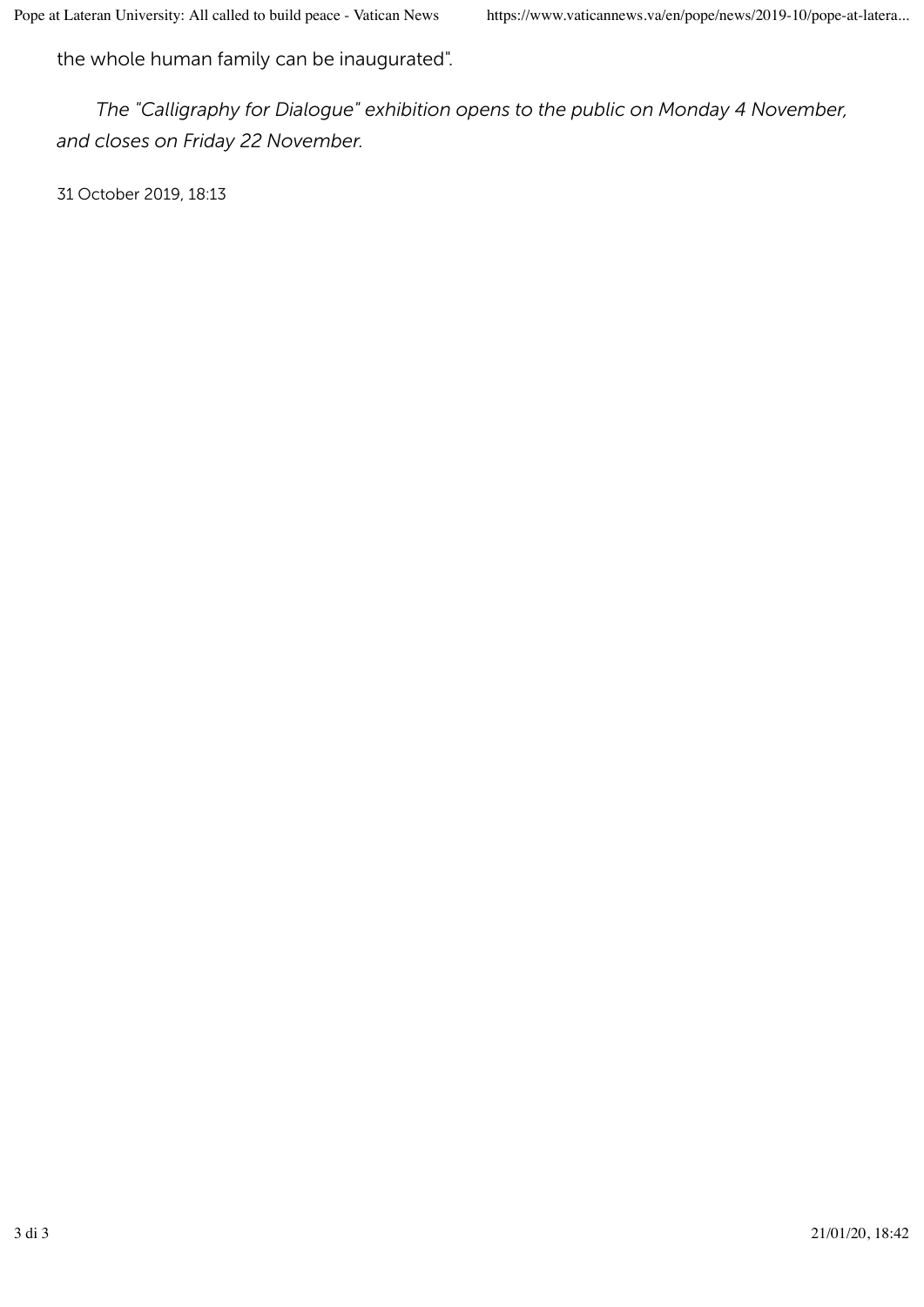the whole human family can be inaugurated".

*The "Calligraphy for Dialogue" exhibition opens to the public on Monday 4 November, and closes on Friday 22 November.*

31 October 2019, 18:13